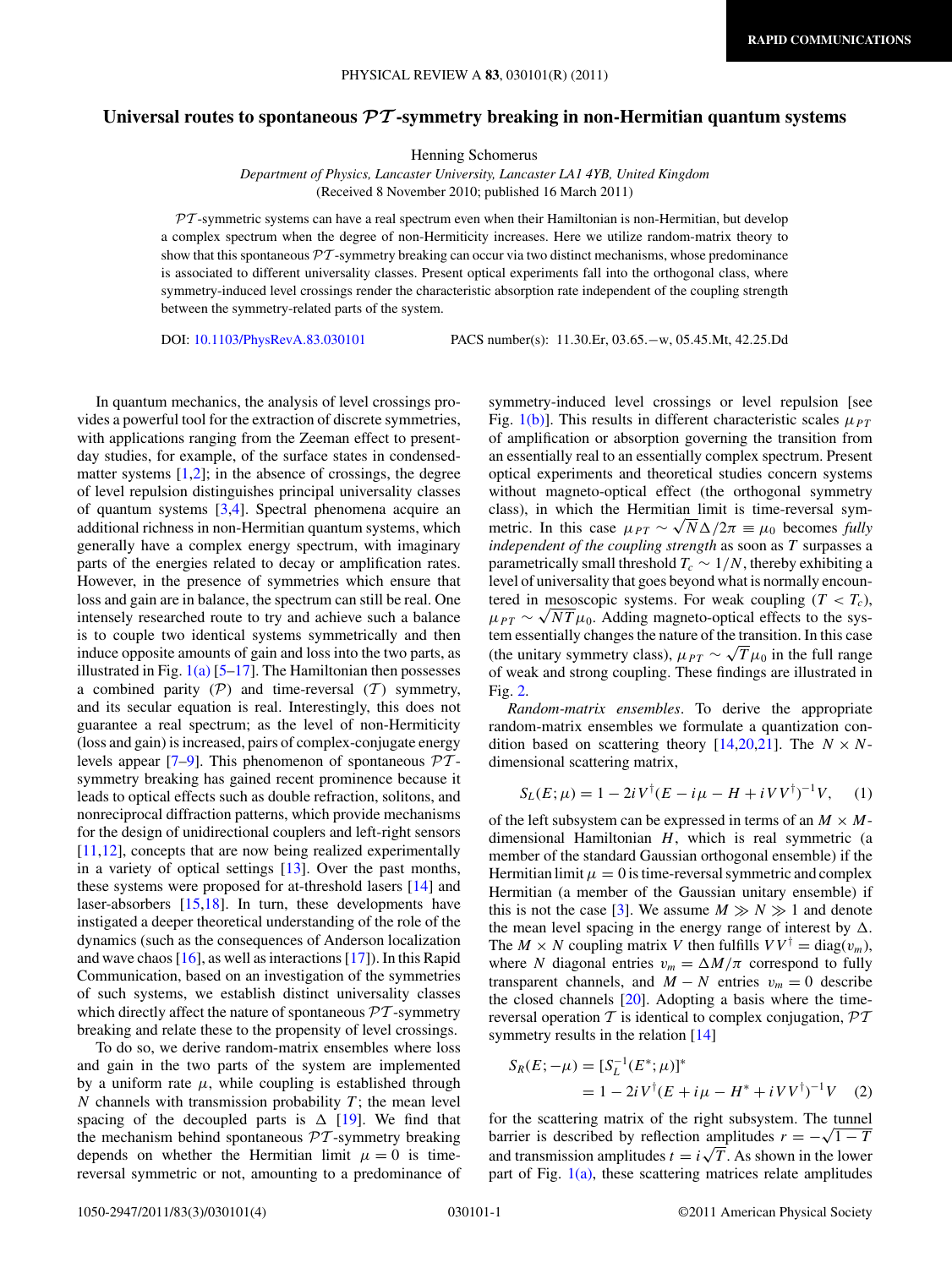RAPID COMMUNICATIONS

# Universal routes to spontaneous $\mathcal{PT}$-symmetry breaking in non-Hermitian quantum systems

Henning Schomerus

*Department of Physics, Lancaster University, Lancaster LA1 4YB, United Kingdom*
(Received 8 November 2010; published 16 March 2011)

$\mathcal{PT}$-symmetric systems can have a real spectrum even when their Hamiltonian is non-Hermitian, but develop a complex spectrum when the degree of non-Hermiticity increases. Here we utilize random-matrix theory to show that this spontaneous $\mathcal{PT}$-symmetry breaking can occur via two distinct mechanisms, whose predominance is associated to different universality classes. Present optical experiments fall into the orthogonal class, where symmetry-induced level crossings render the characteristic absorption rate independent of the coupling strength between the symmetry-related parts of the system.

DOI: 10.1103/PhysRevA.83.030101 PACS number(s): 11.30.Er, 03.65.−w, 05.45.Mt, 42.25.Dd

In quantum mechanics, the analysis of level crossings provides a powerful tool for the extraction of discrete symmetries, with applications ranging from the Zeeman effect to present-day studies, for example, of the surface states in condensed-matter systems [1,2]; in the absence of crossings, the degree of level repulsion distinguishes principal universality classes of quantum systems [3,4]. Spectral phenomena acquire an additional richness in non-Hermitian quantum systems, which generally have a complex energy spectrum, with imaginary parts of the energies related to decay or amplification rates. However, in the presence of symmetries which ensure that loss and gain are in balance, the spectrum can still be real. One intensely researched route to try and achieve such a balance is to couple two identical systems symmetrically and then induce opposite amounts of gain and loss into the two parts, as illustrated in Fig. 1(a) [5–17]. The Hamiltonian then possesses a combined parity ($\mathcal{P}$) and time-reversal ($\mathcal{T}$) symmetry, and its secular equation is real. Interestingly, this does not guarantee a real spectrum; as the level of non-Hermiticity (loss and gain) is increased, pairs of complex-conjugate energy levels appear [7–9]. This phenomenon of spontaneous $\mathcal{PT}$-symmetry breaking has gained recent prominence because it leads to optical effects such as double refraction, solitons, and nonreciprocal diffraction patterns, which provide mechanisms for the design of unidirectional couplers and left-right sensors [11,12], concepts that are now being realized experimentally in a variety of optical settings [13]. Over the past months, these systems were proposed for at-threshold lasers [14] and laser-absorbers [15,18]. In turn, these developments have instigated a deeper theoretical understanding of the role of the dynamics (such as the consequences of Anderson localization and wave chaos [16], as well as interactions [17]). In this Rapid Communication, based on an investigation of the symmetries of such systems, we establish distinct universality classes which directly affect the nature of spontaneous $\mathcal{PT}$-symmetry breaking and relate these to the propensity of level crossings.

To do so, we derive random-matrix ensembles where loss and gain in the two parts of the system are implemented by a uniform rate $\mu$, while coupling is established through $N$ channels with transmission probability $T$; the mean level spacing of the decoupled parts is $\Delta$ [19]. We find that the mechanism behind spontaneous $\mathcal{PT}$-symmetry breaking depends on whether the Hermitian limit $\mu = 0$ is time-reversal symmetric or not, amounting to a predominance of symmetry-induced level crossings or level repulsion [see Fig. 1(b)]. This results in different characteristic scales $\mu_{PT}$ of amplification or absorption governing the transition from an essentially real to an essentially complex spectrum. Present optical experiments and theoretical studies concern systems without magneto-optical effect (the orthogonal symmetry class), in which the Hermitian limit is time-reversal symmetric. In this case $\mu_{PT} \sim \sqrt{N}\Delta/2\pi \equiv \mu_0$ becomes *fully independent of the coupling strength* as soon as $T$ surpasses a parametrically small threshold $T_c \sim 1/N$, thereby exhibiting a level of universality that goes beyond what is normally encountered in mesoscopic systems. For weak coupling ($T < T_c$), $\mu_{PT} \sim \sqrt{NT}\mu_0$. Adding magneto-optical effects to the system essentially changes the nature of the transition. In this case (the unitary symmetry class), $\mu_{PT} \sim \sqrt{T}\mu_0$ in the full range of weak and strong coupling. These findings are illustrated in Fig. 2.

*Random-matrix ensembles*. To derive the appropriate random-matrix ensembles we formulate a quantization condition based on scattering theory [14,20,21]. The $N \times N$-dimensional scattering matrix,

$$S_L(E;\mu) = 1 - 2iV^\dagger(E - i\mu - H + iVV^\dagger)^{-1}V, \quad (1)$$

of the left subsystem can be expressed in terms of an $M \times M$-dimensional Hamiltonian $H$, which is real symmetric (a member of the standard Gaussian orthogonal ensemble) if the Hermitian limit $\mu = 0$ is time-reversal symmetric and complex Hermitian (a member of the Gaussian unitary ensemble) if this is not the case [3]. We assume $M \gg N \gg 1$ and denote the mean level spacing in the energy range of interest by $\Delta$. The $M \times N$ coupling matrix $V$ then fulfills $VV^\dagger = \mathrm{diag}(v_m)$, where $N$ diagonal entries $v_m = \Delta M/\pi$ correspond to fully transparent channels, and $M - N$ entries $v_m = 0$ describe the closed channels [20]. Adopting a basis where the time-reversal operation $\mathcal{T}$ is identical to complex conjugation, $\mathcal{PT}$ symmetry results in the relation [14]

$$\begin{aligned} S_R(E;-\mu) &= [S_L^{-1}(E^*;\mu)]^* \\ &= 1 - 2iV^\dagger(E + i\mu - H^* + iVV^\dagger)^{-1}V \quad (2) \end{aligned}$$

for the scattering matrix of the right subsystem. The tunnel barrier is described by reflection amplitudes $r = -\sqrt{1-T}$ and transmission amplitudes $t = i\sqrt{T}$. As shown in the lower part of Fig. 1(a), these scattering matrices relate amplitudes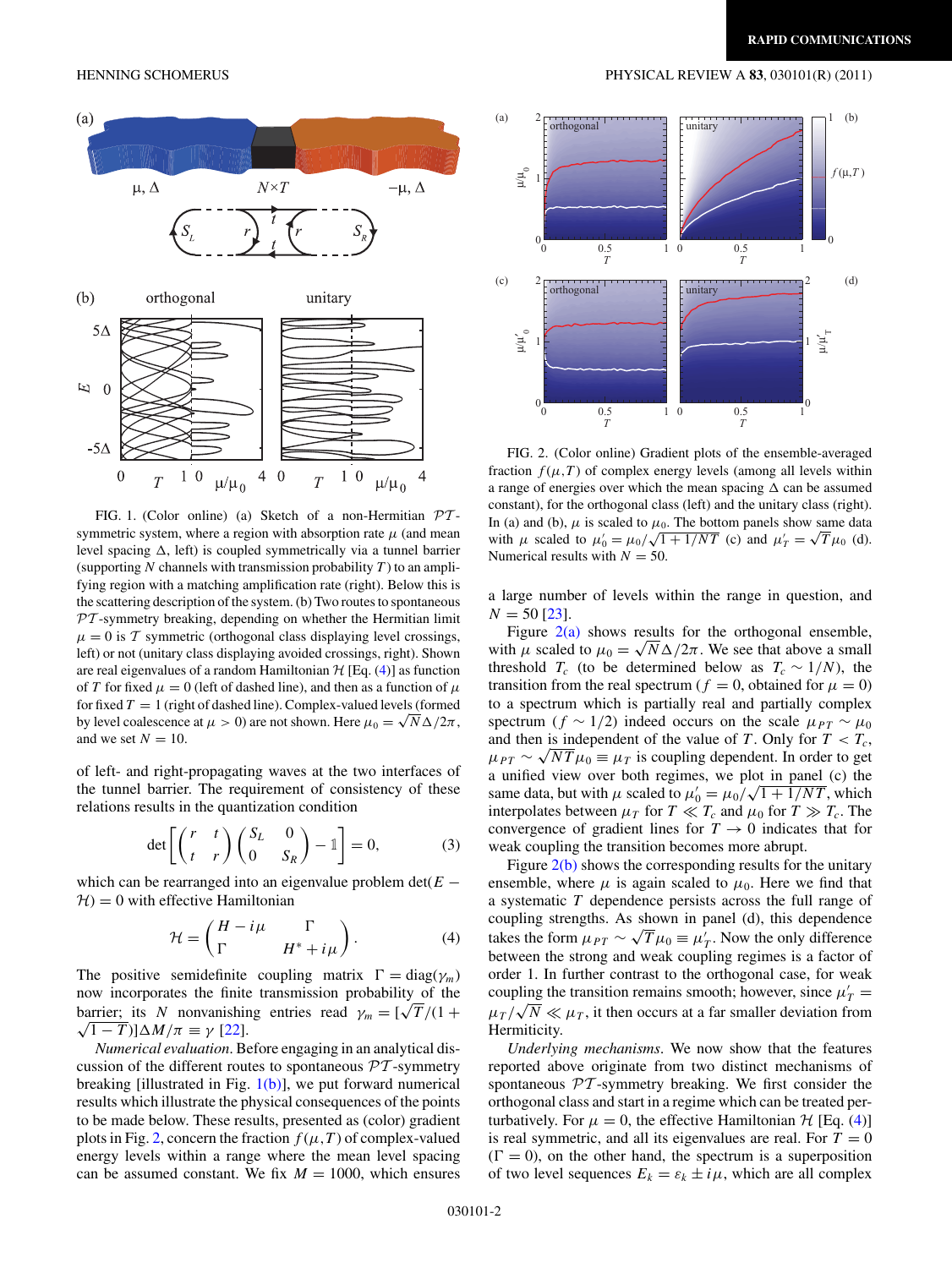FIG. 1. (Color online) (a) Sketch of a non-Hermitian $\mathcal{PT}$-symmetric system, where a region with absorption rate $\mu$ (and mean level spacing $\Delta$, left) is coupled symmetrically via a tunnel barrier (supporting $N$ channels with transmission probability $T$) to an amplifying region with a matching amplification rate (right). Below this is the scattering description of the system. (b) Two routes to spontaneous $\mathcal{PT}$-symmetry breaking, depending on whether the Hermitian limit $\mu = 0$ is $\mathcal{T}$ symmetric (orthogonal class displaying level crossings, left) or not (unitary class displaying avoided crossings, right). Shown are real eigenvalues of a random Hamiltonian $\mathcal{H}$ [Eq. (4)] as function of $T$ for fixed $\mu = 0$ (left of dashed line), and then as a function of $\mu$ for fixed $T = 1$ (right of dashed line). Complex-valued levels (formed by level coalescence at $\mu > 0$) are not shown. Here $\mu_0 = \sqrt{N}\Delta/2\pi$, and we set $N = 10$.

of left- and right-propagating waves at the two interfaces of the tunnel barrier. The requirement of consistency of these relations results in the quantization condition

$$\det\left[\begin{pmatrix} r & t \\ t & r \end{pmatrix}\begin{pmatrix} S_L & 0 \\ 0 & S_R \end{pmatrix} - \mathbb{1}\right] = 0, \tag{3}$$

which can be rearranged into an eigenvalue problem $\det(E - \mathcal{H}) = 0$ with effective Hamiltonian

$$\mathcal{H} = \begin{pmatrix} H - i\mu & \Gamma \\ \Gamma & H^* + i\mu \end{pmatrix}. \tag{4}$$

The positive semidefinite coupling matrix $\Gamma = \mathrm{diag}(\gamma_m)$ now incorporates the finite transmission probability of the barrier; its $N$ nonvanishing entries read $\gamma_m = [\sqrt{T}/(1 + \sqrt{1-T})]\Delta M/\pi \equiv \gamma$ [22].

*Numerical evaluation.* Before engaging in an analytical discussion of the different routes to spontaneous $\mathcal{PT}$-symmetry breaking [illustrated in Fig. 1(b)], we put forward numerical results which illustrate the physical consequences of the points to be made below. These results, presented as (color) gradient plots in Fig. 2, concern the fraction $f(\mu,T)$ of complex-valued energy levels within a range where the mean level spacing can be assumed constant. We fix $M = 1000$, which ensures a large number of levels within the range in question, and $N = 50$ [23].

FIG. 2. (Color online) Gradient plots of the ensemble-averaged fraction $f(\mu,T)$ of complex energy levels (among all levels within a range of energies over which the mean spacing $\Delta$ can be assumed constant), for the orthogonal class (left) and the unitary class (right). In (a) and (b), $\mu$ is scaled to $\mu_0$. The bottom panels show same data with $\mu$ scaled to $\mu_0' = \mu_0/\sqrt{1 + 1/NT}$ (c) and $\mu_T' = \sqrt{T}\mu_0$ (d). Numerical results with $N = 50$.

Figure 2(a) shows results for the orthogonal ensemble, with $\mu$ scaled to $\mu_0 = \sqrt{N}\Delta/2\pi$. We see that above a small threshold $T_c$ (to be determined below as $T_c \sim 1/N$), the transition from the real spectrum ($f = 0$, obtained for $\mu = 0$) to a spectrum which is partially real and partially complex spectrum ($f \sim 1/2$) indeed occurs on the scale $\mu_{PT} \sim \mu_0$ and then is independent of the value of $T$. Only for $T < T_c$, $\mu_{PT} \sim \sqrt{NT}\mu_0 \equiv \mu_T$ is coupling dependent. In order to get a unified view over both regimes, we plot in panel (c) the same data, but with $\mu$ scaled to $\mu_0' = \mu_0/\sqrt{1 + 1/NT}$, which interpolates between $\mu_T$ for $T \ll T_c$ and $\mu_0$ for $T \gg T_c$. The convergence of gradient lines for $T \to 0$ indicates that for weak coupling the transition becomes more abrupt.

Figure 2(b) shows the corresponding results for the unitary ensemble, where $\mu$ is again scaled to $\mu_0$. Here we find that a systematic $T$ dependence persists across the full range of coupling strengths. As shown in panel (d), this dependence takes the form $\mu_{PT} \sim \sqrt{T}\mu_0 \equiv \mu_T'$. Now the only difference between the strong and weak coupling regimes is a factor of order 1. In further contrast to the orthogonal case, for weak coupling the transition remains smooth; however, since $\mu_T' = \mu_T/\sqrt{N} \ll \mu_T$, it then occurs at a far smaller deviation from Hermiticity.

*Underlying mechanisms.* We now show that the features reported above originate from two distinct mechanisms of spontaneous $\mathcal{PT}$-symmetry breaking. We first consider the orthogonal class and start in a regime which can be treated perturbatively. For $\mu = 0$, the effective Hamiltonian $\mathcal{H}$ [Eq. (4)] is real symmetric, and all its eigenvalues are real. For $T = 0$ ($\Gamma = 0$), on the other hand, the spectrum is a superposition of two level sequences $E_k = \varepsilon_k \pm i\mu$, which are all complex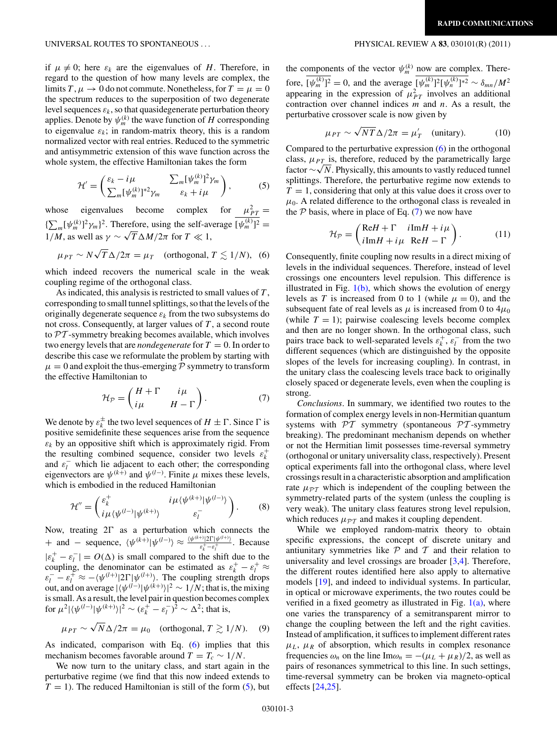if $\mu \neq 0$; here $\varepsilon_k$ are the eigenvalues of $H$. Therefore, in regard to the question of how many levels are complex, the limits $T, \mu \to 0$ do not commute. Nonetheless, for $T = \mu = 0$ the spectrum reduces to the superposition of two degenerate level sequences $\varepsilon_k$, so that quasidegenerate perturbation theory applies. Denote by $\psi_m^{(k)}$ the wave function of $H$ corresponding to eigenvalue $\varepsilon_k$; in random-matrix theory, this is a random normalized vector with real entries. Reduced to the symmetric and antisymmetric extension of this wave function across the whole system, the effective Hamiltonian takes the form

$$\mathcal{H}' = \begin{pmatrix} \varepsilon_k - i\mu & \sum_m [\psi_m^{(k)}]^2 \gamma_m \\ \sum_m [\psi_m^{(k)}]^{*2} \gamma_m & \varepsilon_k + i\mu \end{pmatrix}, \tag{5}$$

whose eigenvalues become complex for $\mu_{PT}^2 = \{\sum_m [\psi_m^{(k)}]^2 \gamma_m\}^2$. Therefore, using the self-average $\overline{[\psi_m^{(k)}]^2} = 1/M$, as well as $\gamma \sim \sqrt{T}\Delta M/2\pi$ for $T \ll 1$,

$$\mu_{PT} \sim N\sqrt{T}\Delta/2\pi = \mu_T \quad (\text{orthogonal}, T \lesssim 1/N), \tag{6}$$

which indeed recovers the numerical scale in the weak coupling regime of the orthogonal class.

As indicated, this analysis is restricted to small values of $T$, corresponding to small tunnel splittings, so that the levels of the originally degenerate sequence $\varepsilon_k$ from the two subsystems do not cross. Consequently, at larger values of $T$, a second route to $\mathcal{PT}$-symmetry breaking becomes available, which involves two energy levels that are *nondegenerate* for $T = 0$. In order to describe this case we reformulate the problem by starting with $\mu = 0$ and exploit the thus-emerging $\mathcal{P}$ symmetry to transform the effective Hamiltonian to

$$\mathcal{H}_{\mathcal{P}} = \begin{pmatrix} H + \Gamma & i\mu \\ i\mu & H - \Gamma \end{pmatrix}. \tag{7}$$

We denote by $\varepsilon_k^{\pm}$ the two level sequences of $H \pm \Gamma$. Since $\Gamma$ is positive semidefinite these sequences arise from the sequence $\varepsilon_k$ by an oppositive shift which is approximately rigid. From the resulting combined sequence, consider two levels $\varepsilon_k^+$ and $\varepsilon_l^-$ which lie adjacent to each other; the corresponding eigenvectors are $\psi^{(k+)}$ and $\psi^{(l-)}$. Finite $\mu$ mixes these levels, which is embodied in the reduced Hamiltonian

$$\mathcal{H}'' = \begin{pmatrix} \varepsilon_k^+ & i\mu\langle\psi^{(k+)}|\psi^{(l-)}\rangle \\ i\mu\langle\psi^{(l-)}|\psi^{(k+)}\rangle & \varepsilon_l^- \end{pmatrix}. \tag{8}$$

Now, treating $2\Gamma$ as a perturbation which connects the $+$ and $-$ sequence, $\langle\psi^{(k+)}|\psi^{(l-)}\rangle \approx \frac{\langle\psi^{(k+)}|2\Gamma|\psi^{(l+)}\rangle}{\varepsilon_k^+ - \varepsilon_l^+}$. Because $|\varepsilon_k^+ - \varepsilon_l^-| = O(\Delta)$ is small compared to the shift due to the coupling, the denominator can be estimated as $\varepsilon_k^+ - \varepsilon_l^+ \approx \varepsilon_l^- - \varepsilon_l^+ \approx -\langle\psi^{(l+)}|2\Gamma|\psi^{(l+)}\rangle$. The coupling strength drops out, and on average $|\langle\psi^{(l-)}|\psi^{(k+)}\rangle|^2 \sim 1/N$; that is, the mixing is small. As a result, the level pair in question becomes complex for $\mu^2|\langle\psi^{(l-)}|\psi^{(k+)}\rangle|^2 \sim (\varepsilon_k^+ - \varepsilon_l^-)^2 \sim \Delta^2$; that is,

$$\mu_{PT} \sim \sqrt{N}\Delta/2\pi = \mu_0 \quad (\text{orthogonal}, T \gtrsim 1/N). \tag{9}$$

As indicated, comparison with Eq. (6) implies that this mechanism becomes favorable around $T = T_c \sim 1/N$.

We now turn to the unitary class, and start again in the perturbative regime (we find that this now indeed extends to $T = 1$). The reduced Hamiltonian is still of the form (5), but the components of the vector $\psi_m^{(k)}$ now are complex. Therefore, $\overline{[\psi_m^{(k)}]^2} = 0$, and the average $\overline{[\psi_m^{(k)}]^2[\psi_n^{(k)}]^{*2}} \sim \delta_{mn}/M^2$ appearing in the expression of $\mu_{PT}^2$ involves an additional contraction over channel indices $m$ and $n$. As a result, the perturbative crossover scale is now given by

$$\mu_{PT} \sim \sqrt{NT}\Delta/2\pi = \mu_T' \quad (\text{unitary}). \tag{10}$$

Compared to the perturbative expression (6) in the orthogonal class, $\mu_{PT}$ is, therefore, reduced by the parametrically large factor $\sim\sqrt{N}$. Physically, this amounts to vastly reduced tunnel splittings. Therefore, the perturbative regime now extends to $T = 1$, considering that only at this value does it cross over to $\mu_0$. A related difference to the orthogonal class is revealed in the $\mathcal{P}$ basis, where in place of Eq. (7) we now have

$$\mathcal{H}_{\mathcal{P}} = \begin{pmatrix} \mathrm{Re}H + \Gamma & i\mathrm{Im}H + i\mu \\ i\mathrm{Im}H + i\mu & \mathrm{Re}H - \Gamma \end{pmatrix}. \tag{11}$$

Consequently, finite coupling now results in a direct mixing of levels in the individual sequences. Therefore, instead of level crossings one encounters level repulsion. This difference is illustrated in Fig. 1(b), which shows the evolution of energy levels as $T$ is increased from 0 to 1 (while $\mu = 0$), and the subsequent fate of real levels as $\mu$ is increased from 0 to $4\mu_0$ (while $T = 1$); pairwise coalescing levels become complex and then are no longer shown. In the orthogonal class, such pairs trace back to well-separated levels $\varepsilon_k^+$, $\varepsilon_l^-$ from the two different sequences (which are distinguished by the opposite slopes of the levels for increasing coupling). In contrast, in the unitary class the coalescing levels trace back to originally closely spaced or degenerate levels, even when the coupling is strong.

*Conclusions*. In summary, we identified two routes to the formation of complex energy levels in non-Hermitian quantum systems with $\mathcal{PT}$ symmetry (spontaneous $\mathcal{PT}$-symmetry breaking). The predominant mechanism depends on whether or not the Hermitian limit possesses time-reversal symmetry (orthogonal or unitary universality class, respectively). Present optical experiments fall into the orthogonal class, where level crossings result in a characteristic absorption and amplification rate $\mu_{\mathcal{PT}}$ which is independent of the coupling between the symmetry-related parts of the system (unless the coupling is very weak). The unitary class features strong level repulsion, which reduces $\mu_{\mathcal{PT}}$ and makes it coupling dependent.

While we employed random-matrix theory to obtain specific expressions, the concept of discrete unitary and antiunitary symmetries like $\mathcal{P}$ and $\mathcal{T}$ and their relation to universality and level crossings are broader [3,4]. Therefore, the different routes identified here also apply to alternative models [19], and indeed to individual systems. In particular, in optical or microwave experiments, the two routes could be verified in a fixed geometry as illustrated in Fig. 1(a), where one varies the transparency of a semitransparent mirror to change the coupling between the left and the right cavities. Instead of amplification, it suffices to implement different rates $\mu_L$, $\mu_R$ of absorption, which results in complex resonance frequencies $\omega_n$ on the line $\mathrm{Im}\omega_n = -(\mu_L + \mu_R)/2$, as well as pairs of resonances symmetrical to this line. In such settings, time-reversal symmetry can be broken via magneto-optical effects [24,25].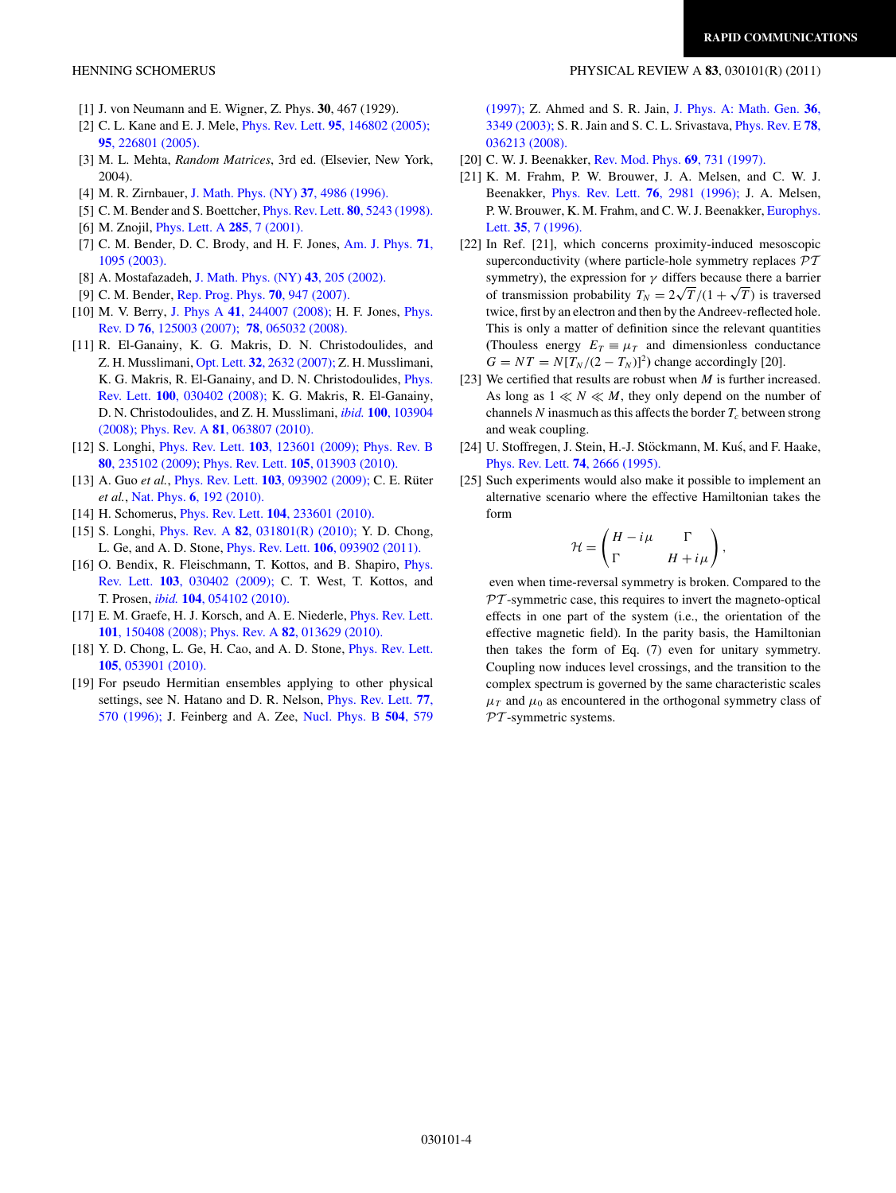[1] J. von Neumann and E. Wigner, Z. Phys. **30**, 467 (1929).

[2] C. L. Kane and E. J. Mele, Phys. Rev. Lett. **95**, 146802 (2005); **95**, 226801 (2005).

[3] M. L. Mehta, *Random Matrices*, 3rd ed. (Elsevier, New York, 2004).

[4] M. R. Zirnbauer, J. Math. Phys. (NY) **37**, 4986 (1996).

[5] C. M. Bender and S. Boettcher, Phys. Rev. Lett. **80**, 5243 (1998).

[6] M. Znojil, Phys. Lett. A **285**, 7 (2001).

[7] C. M. Bender, D. C. Brody, and H. F. Jones, Am. J. Phys. **71**, 1095 (2003).

[8] A. Mostafazadeh, J. Math. Phys. (NY) **43**, 205 (2002).

[9] C. M. Bender, Rep. Prog. Phys. **70**, 947 (2007).

[10] M. V. Berry, J. Phys A **41**, 244007 (2008); H. F. Jones, Phys. Rev. D **76**, 125003 (2007); **78**, 065032 (2008).

[11] R. El-Ganainy, K. G. Makris, D. N. Christodoulides, and Z. H. Musslimani, Opt. Lett. **32**, 2632 (2007); Z. H. Musslimani, K. G. Makris, R. El-Ganainy, and D. N. Christodoulides, Phys. Rev. Lett. **100**, 030402 (2008); K. G. Makris, R. El-Ganainy, D. N. Christodoulides, and Z. H. Musslimani, *ibid.* **100**, 103904 (2008); Phys. Rev. A **81**, 063807 (2010).

[12] S. Longhi, Phys. Rev. Lett. **103**, 123601 (2009); Phys. Rev. B **80**, 235102 (2009); Phys. Rev. Lett. **105**, 013903 (2010).

[13] A. Guo *et al.*, Phys. Rev. Lett. **103**, 093902 (2009); C. E. Rüter *et al.*, Nat. Phys. **6**, 192 (2010).

[14] H. Schomerus, Phys. Rev. Lett. **104**, 233601 (2010).

[15] S. Longhi, Phys. Rev. A **82**, 031801(R) (2010); Y. D. Chong, L. Ge, and A. D. Stone, Phys. Rev. Lett. **106**, 093902 (2011).

[16] O. Bendix, R. Fleischmann, T. Kottos, and B. Shapiro, Phys. Rev. Lett. **103**, 030402 (2009); C. T. West, T. Kottos, and T. Prosen, *ibid.* **104**, 054102 (2010).

[17] E. M. Graefe, H. J. Korsch, and A. E. Niederle, Phys. Rev. Lett. **101**, 150408 (2008); Phys. Rev. A **82**, 013629 (2010).

[18] Y. D. Chong, L. Ge, H. Cao, and A. D. Stone, Phys. Rev. Lett. **105**, 053901 (2010).

[19] For pseudo Hermitian ensembles applying to other physical settings, see N. Hatano and D. R. Nelson, Phys. Rev. Lett. **77**, 570 (1996); J. Feinberg and A. Zee, Nucl. Phys. B **504**, 579 (1997); Z. Ahmed and S. R. Jain, J. Phys. A: Math. Gen. **36**, 3349 (2003); S. R. Jain and S. C. L. Srivastava, Phys. Rev. E **78**, 036213 (2008).

[20] C. W. J. Beenakker, Rev. Mod. Phys. **69**, 731 (1997).

[21] K. M. Frahm, P. W. Brouwer, J. A. Melsen, and C. W. J. Beenakker, Phys. Rev. Lett. **76**, 2981 (1996); J. A. Melsen, P. W. Brouwer, K. M. Frahm, and C. W. J. Beenakker, Europhys. Lett. **35**, 7 (1996).

[22] In Ref. [21], which concerns proximity-induced mesoscopic superconductivity (where particle-hole symmetry replaces $\mathcal{PT}$ symmetry), the expression for $\gamma$ differs because there a barrier of transmission probability $T_N = 2\sqrt{T}/(1+\sqrt{T})$ is traversed twice, first by an electron and then by the Andreev-reflected hole. This is only a matter of definition since the relevant quantities (Thouless energy $E_T \equiv \mu_T$ and dimensionless conductance $G = NT = N[T_N/(2-T_N)]^2$) change accordingly [20].

[23] We certified that results are robust when $M$ is further increased. As long as $1 \ll N \ll M$, they only depend on the number of channels $N$ inasmuch as this affects the border $T_c$ between strong and weak coupling.

[24] U. Stoffregen, J. Stein, H.-J. Stöckmann, M. Kuś, and F. Haake, Phys. Rev. Lett. **74**, 2666 (1995).

[25] Such experiments would also make it possible to implement an alternative scenario where the effective Hamiltonian takes the form

$$\mathcal{H} = \begin{pmatrix} H - i\mu & \Gamma \\ \Gamma & H + i\mu \end{pmatrix},$$

even when time-reversal symmetry is broken. Compared to the $\mathcal{PT}$-symmetric case, this requires to invert the magneto-optical effects in one part of the system (i.e., the orientation of the effective magnetic field). In the parity basis, the Hamiltonian then takes the form of Eq. (7) even for unitary symmetry. Coupling now induces level crossings, and the transition to the complex spectrum is governed by the same characteristic scales $\mu_T$ and $\mu_0$ as encountered in the orthogonal symmetry class of $\mathcal{PT}$-symmetric systems.